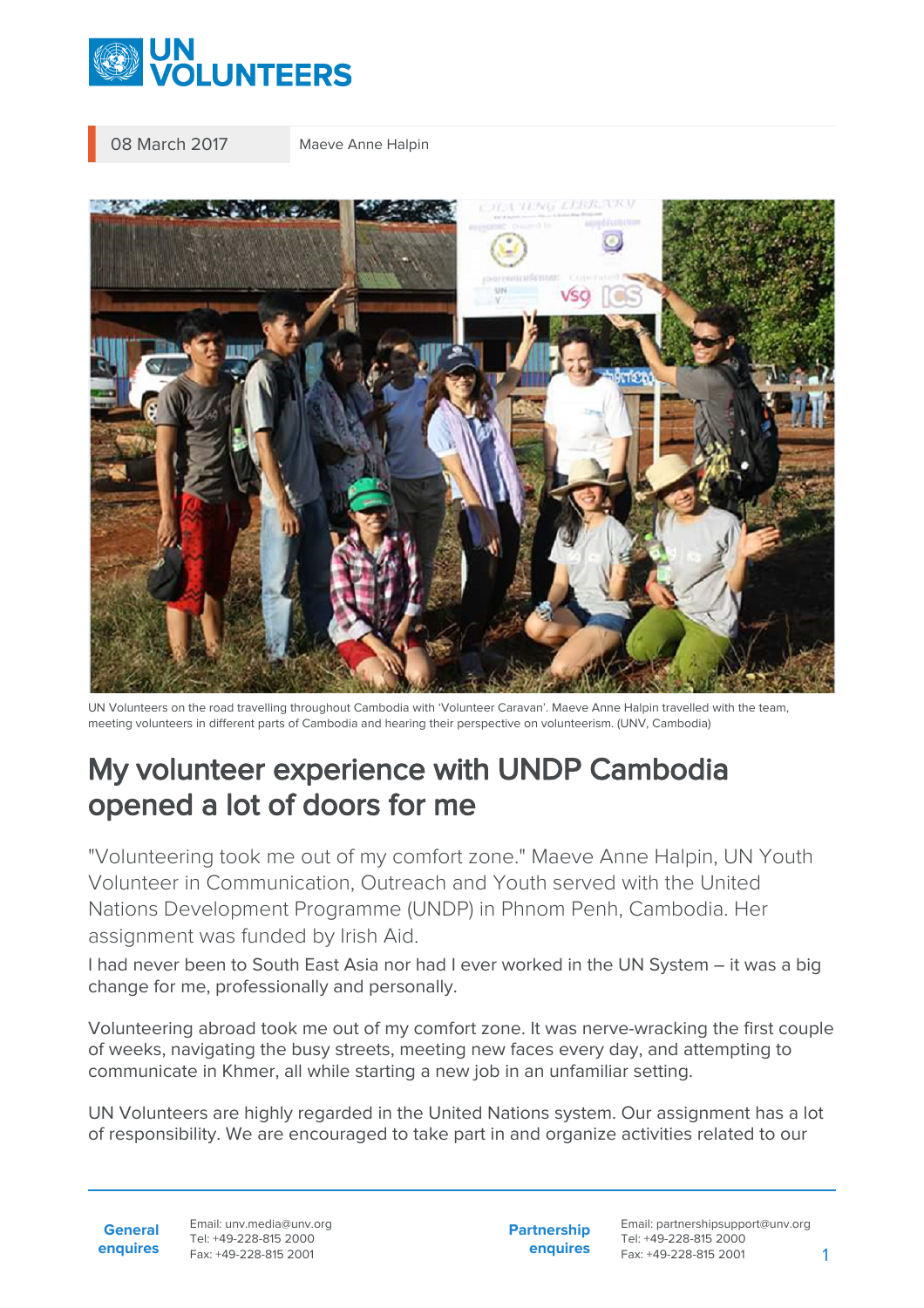08 March 2017 | Maeve Anne Halpin

UN Volunteers on the road travelling throughout Cambodia with 'Volunteer Caravan'. Maeve Anne Halpin travelled with the team, meeting volunteers in different parts of Cambodia and hearing their perspective on volunteerism. (UNV, Cambodia)

# My volunteer experience with UNDP Cambodia opened a lot of doors for me

"Volunteering took me out of my comfort zone." Maeve Anne Halpin, UN Youth Volunteer in Communication, Outreach and Youth served with the United Nations Development Programme (UNDP) in Phnom Penh, Cambodia. Her assignment was funded by Irish Aid.

I had never been to South East Asia nor had I ever worked in the UN System – it was a big change for me, professionally and personally.

Volunteering abroad took me out of my comfort zone. It was nerve-wracking the first couple of weeks, navigating the busy streets, meeting new faces every day, and attempting to communicate in Khmer, all while starting a new job in an unfamiliar setting.

UN Volunteers are highly regarded in the United Nations system. Our assignment has a lot of responsibility. We are encouraged to take part in and organize activities related to our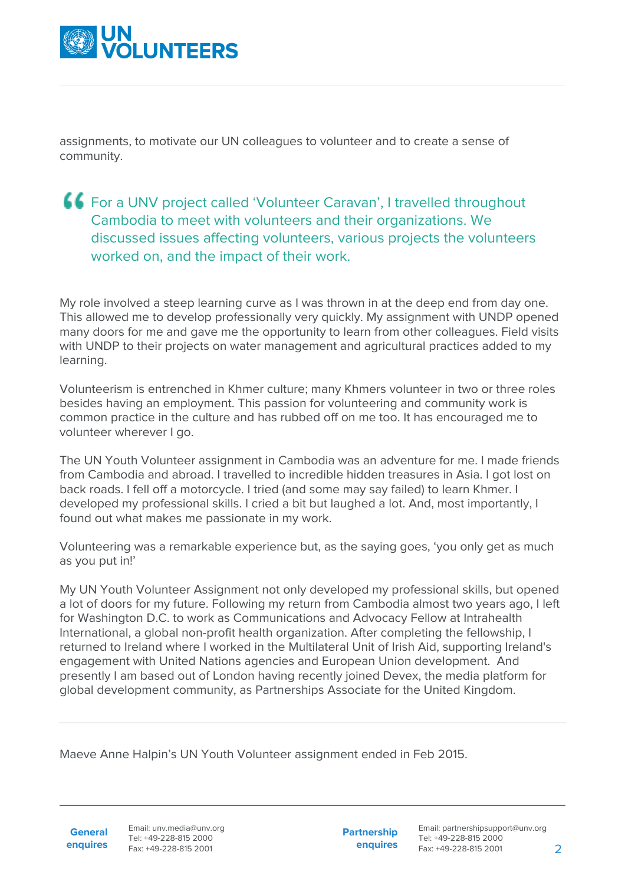assignments, to motivate our UN colleagues to volunteer and to create a sense of community.

> For a UNV project called 'Volunteer Caravan', I travelled throughout Cambodia to meet with volunteers and their organizations. We discussed issues affecting volunteers, various projects the volunteers worked on, and the impact of their work.

My role involved a steep learning curve as I was thrown in at the deep end from day one. This allowed me to develop professionally very quickly. My assignment with UNDP opened many doors for me and gave me the opportunity to learn from other colleagues. Field visits with UNDP to their projects on water management and agricultural practices added to my learning.

Volunteerism is entrenched in Khmer culture; many Khmers volunteer in two or three roles besides having an employment. This passion for volunteering and community work is common practice in the culture and has rubbed off on me too. It has encouraged me to volunteer wherever I go.

The UN Youth Volunteer assignment in Cambodia was an adventure for me. I made friends from Cambodia and abroad. I travelled to incredible hidden treasures in Asia. I got lost on back roads. I fell off a motorcycle. I tried (and some may say failed) to learn Khmer. I developed my professional skills. I cried a bit but laughed a lot. And, most importantly, I found out what makes me passionate in my work.

Volunteering was a remarkable experience but, as the saying goes, 'you only get as much as you put in!'

My UN Youth Volunteer Assignment not only developed my professional skills, but opened a lot of doors for my future. Following my return from Cambodia almost two years ago, I left for Washington D.C. to work as Communications and Advocacy Fellow at Intrahealth International, a global non-profit health organization. After completing the fellowship, I returned to Ireland where I worked in the Multilateral Unit of Irish Aid, supporting Ireland's engagement with United Nations agencies and European Union development. And presently I am based out of London having recently joined Devex, the media platform for global development community, as Partnerships Associate for the United Kingdom.

---

Maeve Anne Halpin's UN Youth Volunteer assignment ended in Feb 2015.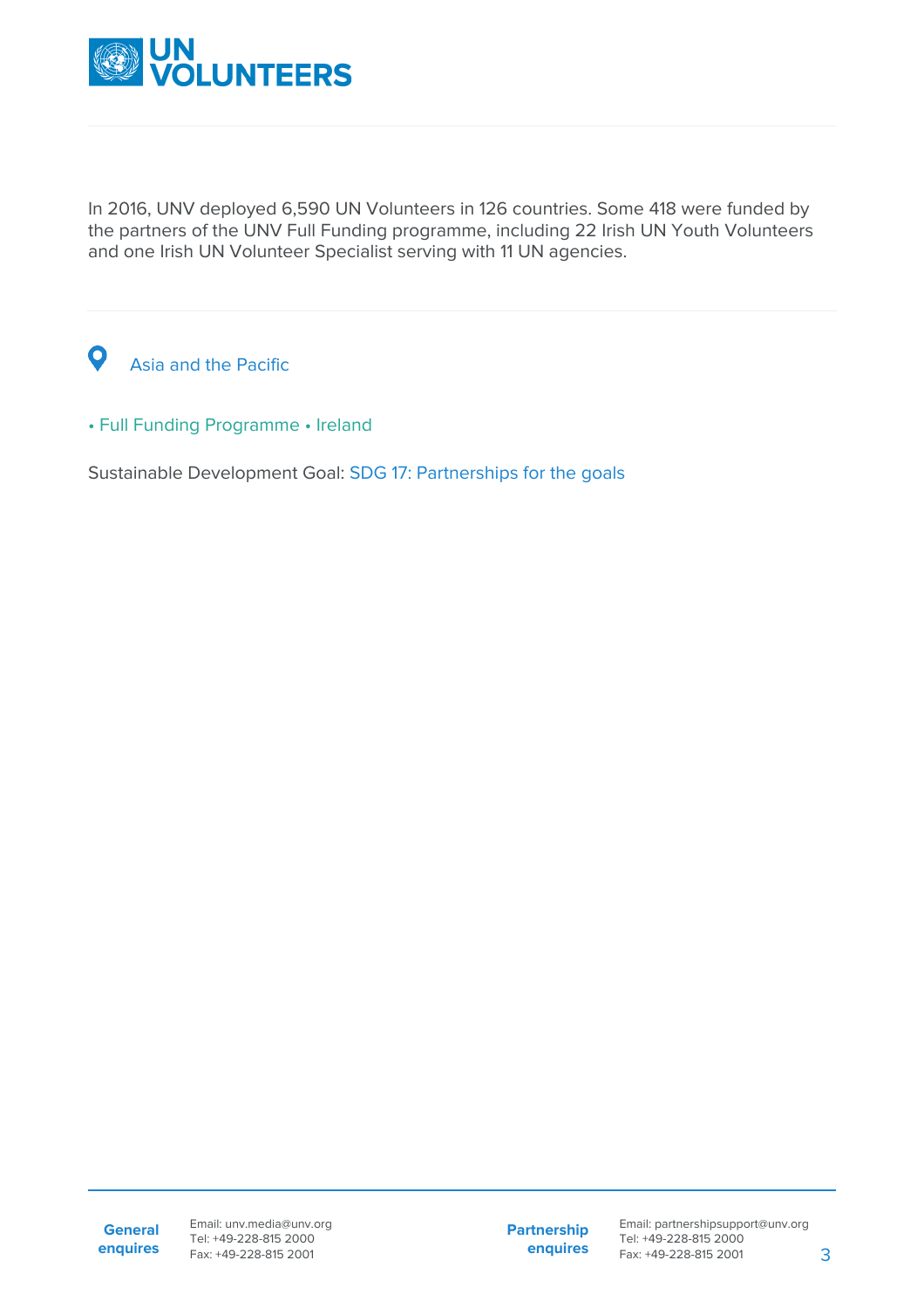In 2016, UNV deployed 6,590 UN Volunteers in 126 countries. Some 418 were funded by the partners of the UNV Full Funding programme, including 22 Irish UN Youth Volunteers and one Irish UN Volunteer Specialist serving with 11 UN agencies.

Asia and the Pacific

• Full Funding Programme • Ireland

Sustainable Development Goal: SDG 17: Partnerships for the goals